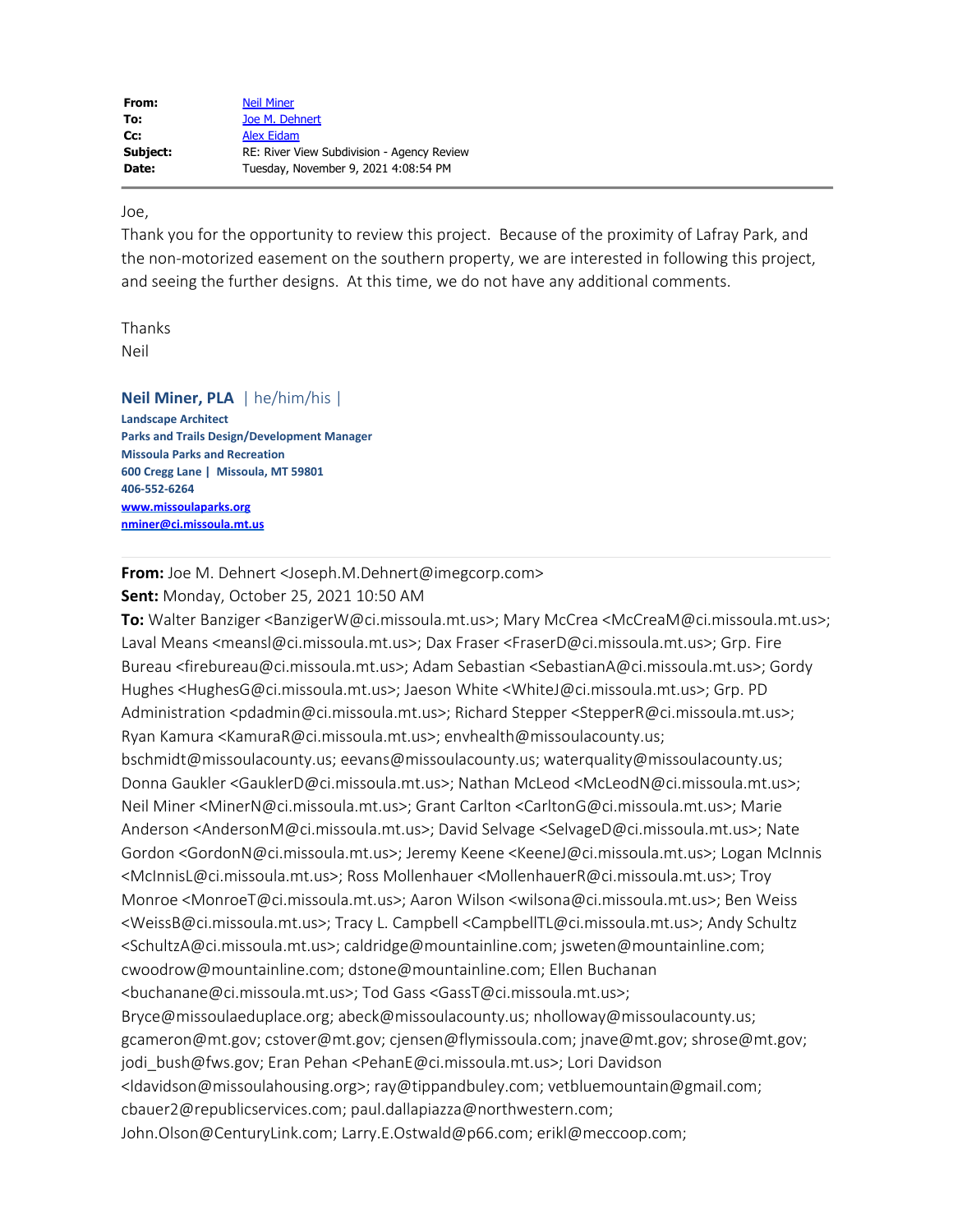| | |
|---|---|
| **From:** | Neil Miner |
| **To:** | Joe M. Dehnert |
| **Cc:** | Alex Eidam |
| **Subject:** | RE: River View Subdivision - Agency Review |
| **Date:** | Tuesday, November 9, 2021 4:08:54 PM |

---

Joe,

Thank you for the opportunity to review this project. Because of the proximity of Lafray Park, and the non-motorized easement on the southern property, we are interested in following this project, and seeing the further designs. At this time, we do not have any additional comments.

Thanks
Neil

**Neil Miner, PLA** | he/him/his |
**Landscape Architect**
**Parks and Trails Design/Development Manager**
**Missoula Parks and Recreation**
**600 Cregg Lane | Missoula, MT 59801**
**406-552-6264**
**www.missoulaparks.org**
**nminer@ci.missoula.mt.us**

---

**From:** Joe M. Dehnert <Joseph.M.Dehnert@imegcorp.com>
**Sent:** Monday, October 25, 2021 10:50 AM
**To:** Walter Banziger <BanzigerW@ci.missoula.mt.us>; Mary McCrea <McCreaM@ci.missoula.mt.us>; Laval Means <meansl@ci.missoula.mt.us>; Dax Fraser <FraserD@ci.missoula.mt.us>; Grp. Fire Bureau <firebureau@ci.missoula.mt.us>; Adam Sebastian <SebastianA@ci.missoula.mt.us>; Gordy Hughes <HughesG@ci.missoula.mt.us>; Jaeson White <WhiteJ@ci.missoula.mt.us>; Grp. PD Administration <pdadmin@ci.missoula.mt.us>; Richard Stepper <StepperR@ci.missoula.mt.us>; Ryan Kamura <KamuraR@ci.missoula.mt.us>; envhealth@missoulacounty.us; bschmidt@missoulacounty.us; eevans@missoulacounty.us; waterquality@missoulacounty.us; Donna Gaukler <GauklerD@ci.missoula.mt.us>; Nathan McLeod <McLeodN@ci.missoula.mt.us>; Neil Miner <MinerN@ci.missoula.mt.us>; Grant Carlton <CarltonG@ci.missoula.mt.us>; Marie Anderson <AndersonM@ci.missoula.mt.us>; David Selvage <SelvageD@ci.missoula.mt.us>; Nate Gordon <GordonN@ci.missoula.mt.us>; Jeremy Keene <KeeneJ@ci.missoula.mt.us>; Logan McInnis <McInnisL@ci.missoula.mt.us>; Ross Mollenhauer <MollenhauerR@ci.missoula.mt.us>; Troy Monroe <MonroeT@ci.missoula.mt.us>; Aaron Wilson <wilsona@ci.missoula.mt.us>; Ben Weiss <WeissB@ci.missoula.mt.us>; Tracy L. Campbell <CampbellTL@ci.missoula.mt.us>; Andy Schultz <SchultzA@ci.missoula.mt.us>; caldridge@mountainline.com; jsweten@mountainline.com; cwoodrow@mountainline.com; dstone@mountainline.com; Ellen Buchanan <buchanane@ci.missoula.mt.us>; Tod Gass <GassT@ci.missoula.mt.us>; Bryce@missoulaeduplace.org; abeck@missoulacounty.us; nholloway@missoulacounty.us; gcameron@mt.gov; cstover@mt.gov; cjensen@flymissoula.com; jnave@mt.gov; shrose@mt.gov; jodi_bush@fws.gov; Eran Pehan <PehanE@ci.missoula.mt.us>; Lori Davidson <ldavidson@missoulahousing.org>; ray@tippandbuley.com; vetbluemountain@gmail.com; cbauer2@republicservices.com; paul.dallapiazza@northwestern.com; John.Olson@CenturyLink.com; Larry.E.Ostwald@p66.com; erikl@meccoop.com;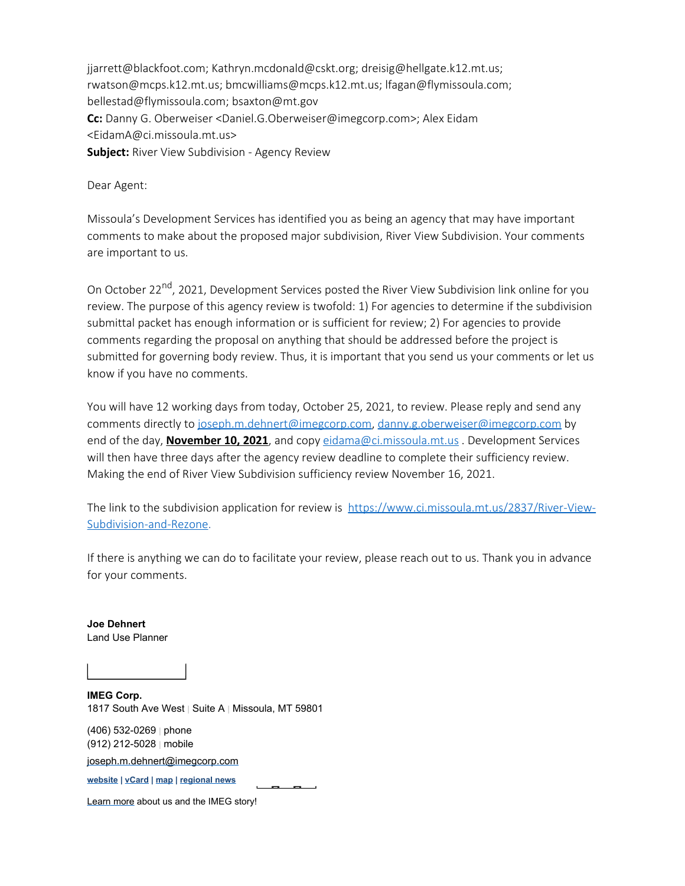jjarrett@blackfoot.com; Kathryn.mcdonald@cskt.org; dreisig@hellgate.k12.mt.us; rwatson@mcps.k12.mt.us; bmcwilliams@mcps.k12.mt.us; lfagan@flymissoula.com; bellestad@flymissoula.com; bsaxton@mt.gov
**Cc:** Danny G. Oberweiser <Daniel.G.Oberweiser@imegcorp.com>; Alex Eidam <EidamA@ci.missoula.mt.us>
**Subject:** River View Subdivision - Agency Review

Dear Agent:

Missoula's Development Services has identified you as being an agency that may have important comments to make about the proposed major subdivision, River View Subdivision. Your comments are important to us.

On October 22nd, 2021, Development Services posted the River View Subdivision link online for you review. The purpose of this agency review is twofold: 1) For agencies to determine if the subdivision submittal packet has enough information or is sufficient for review; 2) For agencies to provide comments regarding the proposal on anything that should be addressed before the project is submitted for governing body review. Thus, it is important that you send us your comments or let us know if you have no comments.

You will have 12 working days from today, October 25, 2021, to review. Please reply and send any comments directly to joseph.m.dehnert@imegcorp.com, danny.g.oberweiser@imegcorp.com by end of the day, **November 10, 2021**, and copy eidama@ci.missoula.mt.us . Development Services will then have three days after the agency review deadline to complete their sufficiency review. Making the end of River View Subdivision sufficiency review November 16, 2021.

The link to the subdivision application for review is https://www.ci.missoula.mt.us/2837/River-View-Subdivision-and-Rezone.

If there is anything we can do to facilitate your review, please reach out to us. Thank you in advance for your comments.

**Joe Dehnert**
Land Use Planner

**IMEG Corp.**
1817 South Ave West | Suite A | Missoula, MT 59801

(406) 532-0269 | phone
(912) 212-5028 | mobile
joseph.m.dehnert@imegcorp.com

**website** | **vCard** | **map** | **regional news**

Learn more about us and the IMEG story!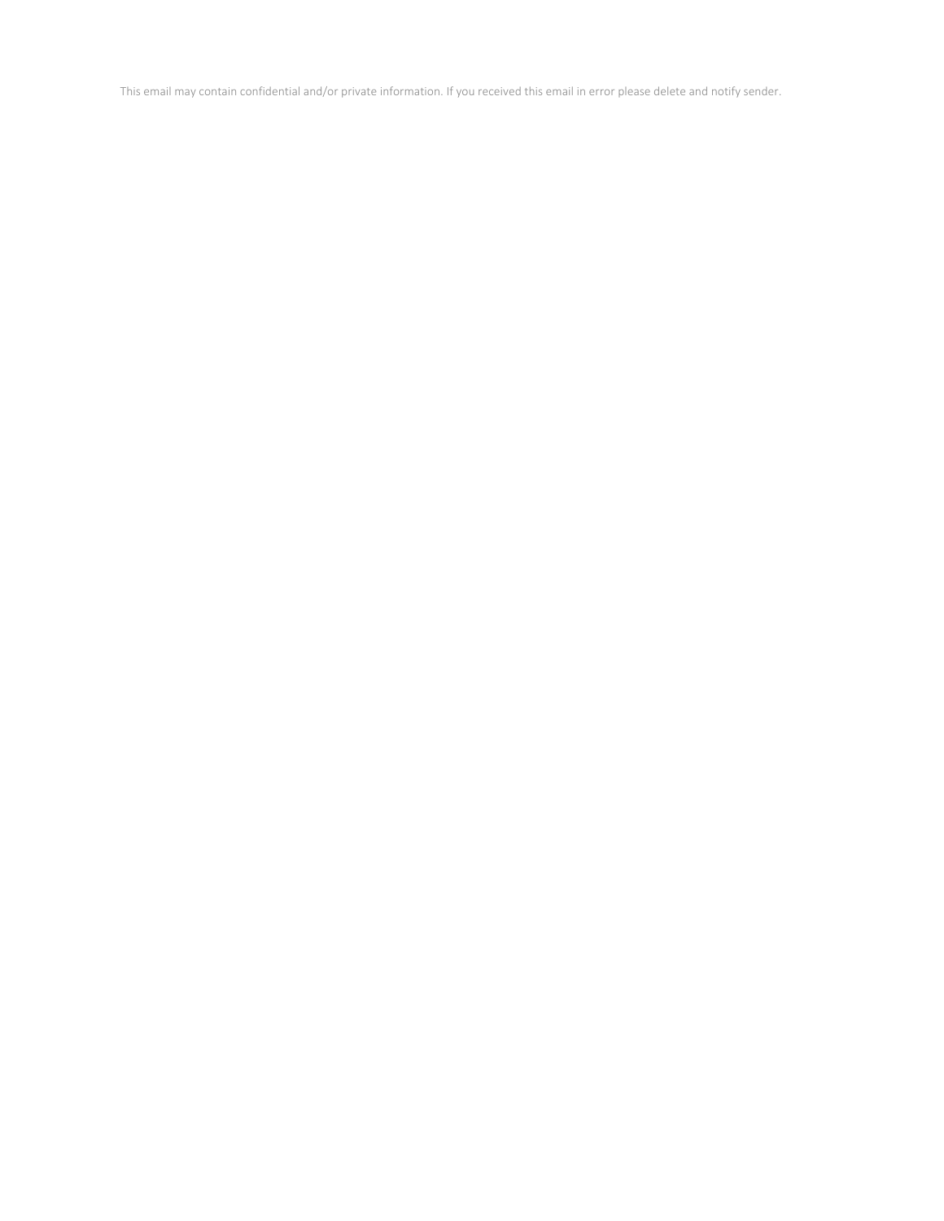This email may contain confidential and/or private information. If you received this email in error please delete and notify sender.